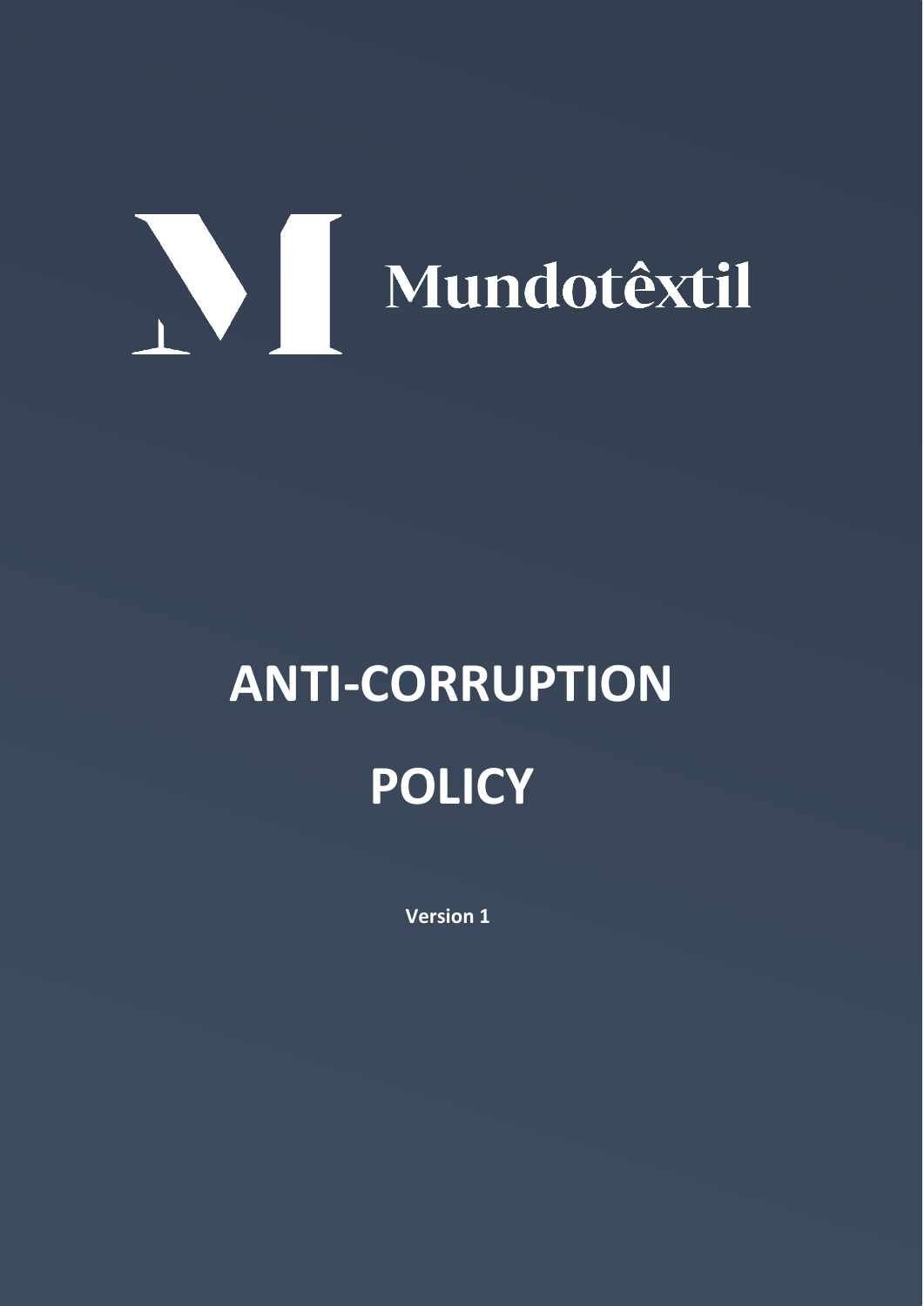Mundotêxtil

# ANTI-CORRUPTION POLICY

**Version 1**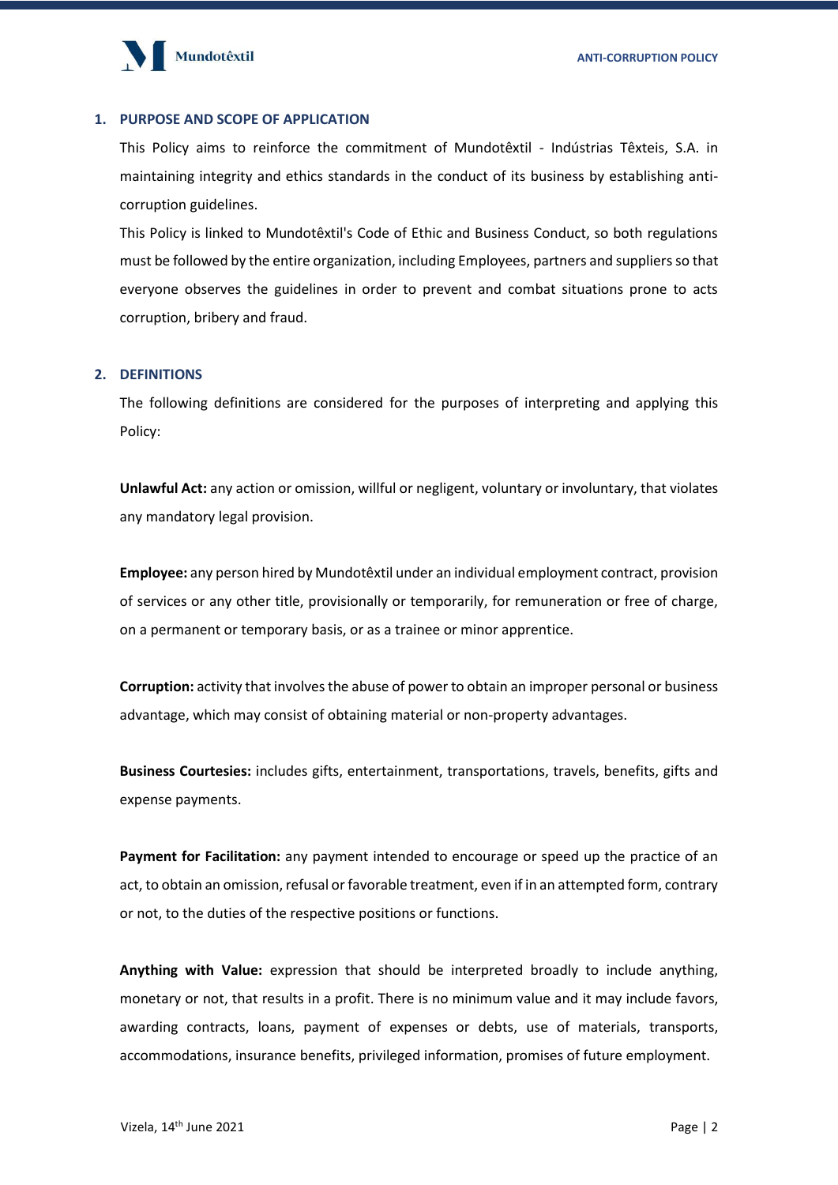## 1. PURPOSE AND SCOPE OF APPLICATION

This Policy aims to reinforce the commitment of Mundotêxtil - Indústrias Têxteis, S.A. in maintaining integrity and ethics standards in the conduct of its business by establishing anti-corruption guidelines.

This Policy is linked to Mundotêxtil's Code of Ethic and Business Conduct, so both regulations must be followed by the entire organization, including Employees, partners and suppliers so that everyone observes the guidelines in order to prevent and combat situations prone to acts corruption, bribery and fraud.

## 2. DEFINITIONS

The following definitions are considered for the purposes of interpreting and applying this Policy:

**Unlawful Act:** any action or omission, willful or negligent, voluntary or involuntary, that violates any mandatory legal provision.

**Employee:** any person hired by Mundotêxtil under an individual employment contract, provision of services or any other title, provisionally or temporarily, for remuneration or free of charge, on a permanent or temporary basis, or as a trainee or minor apprentice.

**Corruption:** activity that involves the abuse of power to obtain an improper personal or business advantage, which may consist of obtaining material or non-property advantages.

**Business Courtesies:** includes gifts, entertainment, transportations, travels, benefits, gifts and expense payments.

**Payment for Facilitation:** any payment intended to encourage or speed up the practice of an act, to obtain an omission, refusal or favorable treatment, even if in an attempted form, contrary or not, to the duties of the respective positions or functions.

**Anything with Value:** expression that should be interpreted broadly to include anything, monetary or not, that results in a profit. There is no minimum value and it may include favors, awarding contracts, loans, payment of expenses or debts, use of materials, transports, accommodations, insurance benefits, privileged information, promises of future employment.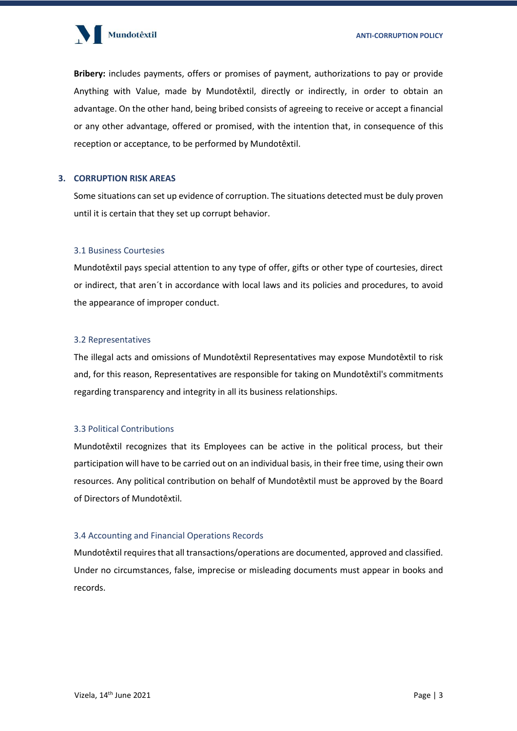**Bribery:** includes payments, offers or promises of payment, authorizations to pay or provide Anything with Value, made by Mundotêxtil, directly or indirectly, in order to obtain an advantage. On the other hand, being bribed consists of agreeing to receive or accept a financial or any other advantage, offered or promised, with the intention that, in consequence of this reception or acceptance, to be performed by Mundotêxtil.

## 3. CORRUPTION RISK AREAS

Some situations can set up evidence of corruption. The situations detected must be duly proven until it is certain that they set up corrupt behavior.

### 3.1 Business Courtesies

Mundotêxtil pays special attention to any type of offer, gifts or other type of courtesies, direct or indirect, that aren´t in accordance with local laws and its policies and procedures, to avoid the appearance of improper conduct.

### 3.2 Representatives

The illegal acts and omissions of Mundotêxtil Representatives may expose Mundotêxtil to risk and, for this reason, Representatives are responsible for taking on Mundotêxtil's commitments regarding transparency and integrity in all its business relationships.

### 3.3 Political Contributions

Mundotêxtil recognizes that its Employees can be active in the political process, but their participation will have to be carried out on an individual basis, in their free time, using their own resources. Any political contribution on behalf of Mundotêxtil must be approved by the Board of Directors of Mundotêxtil.

### 3.4 Accounting and Financial Operations Records

Mundotêxtil requires that all transactions/operations are documented, approved and classified. Under no circumstances, false, imprecise or misleading documents must appear in books and records.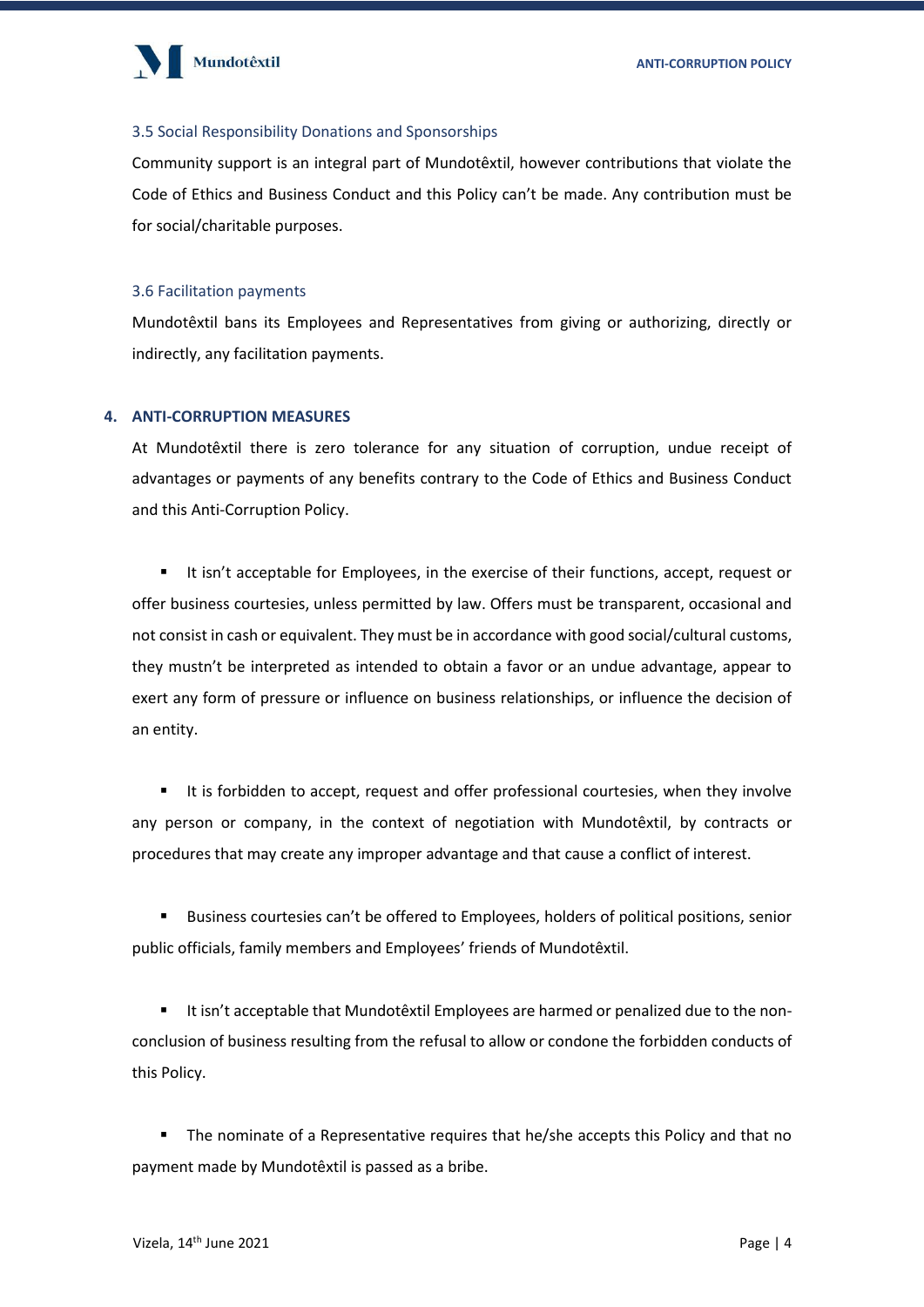### 3.5 Social Responsibility Donations and Sponsorships

Community support is an integral part of Mundotêxtil, however contributions that violate the Code of Ethics and Business Conduct and this Policy can't be made. Any contribution must be for social/charitable purposes.

### 3.6 Facilitation payments

Mundotêxtil bans its Employees and Representatives from giving or authorizing, directly or indirectly, any facilitation payments.

## 4. ANTI-CORRUPTION MEASURES

At Mundotêxtil there is zero tolerance for any situation of corruption, undue receipt of advantages or payments of any benefits contrary to the Code of Ethics and Business Conduct and this Anti-Corruption Policy.

- It isn't acceptable for Employees, in the exercise of their functions, accept, request or offer business courtesies, unless permitted by law. Offers must be transparent, occasional and not consist in cash or equivalent. They must be in accordance with good social/cultural customs, they mustn't be interpreted as intended to obtain a favor or an undue advantage, appear to exert any form of pressure or influence on business relationships, or influence the decision of an entity.

- It is forbidden to accept, request and offer professional courtesies, when they involve any person or company, in the context of negotiation with Mundotêxtil, by contracts or procedures that may create any improper advantage and that cause a conflict of interest.

- Business courtesies can't be offered to Employees, holders of political positions, senior public officials, family members and Employees' friends of Mundotêxtil.

- It isn't acceptable that Mundotêxtil Employees are harmed or penalized due to the non-conclusion of business resulting from the refusal to allow or condone the forbidden conducts of this Policy.

- The nominate of a Representative requires that he/she accepts this Policy and that no payment made by Mundotêxtil is passed as a bribe.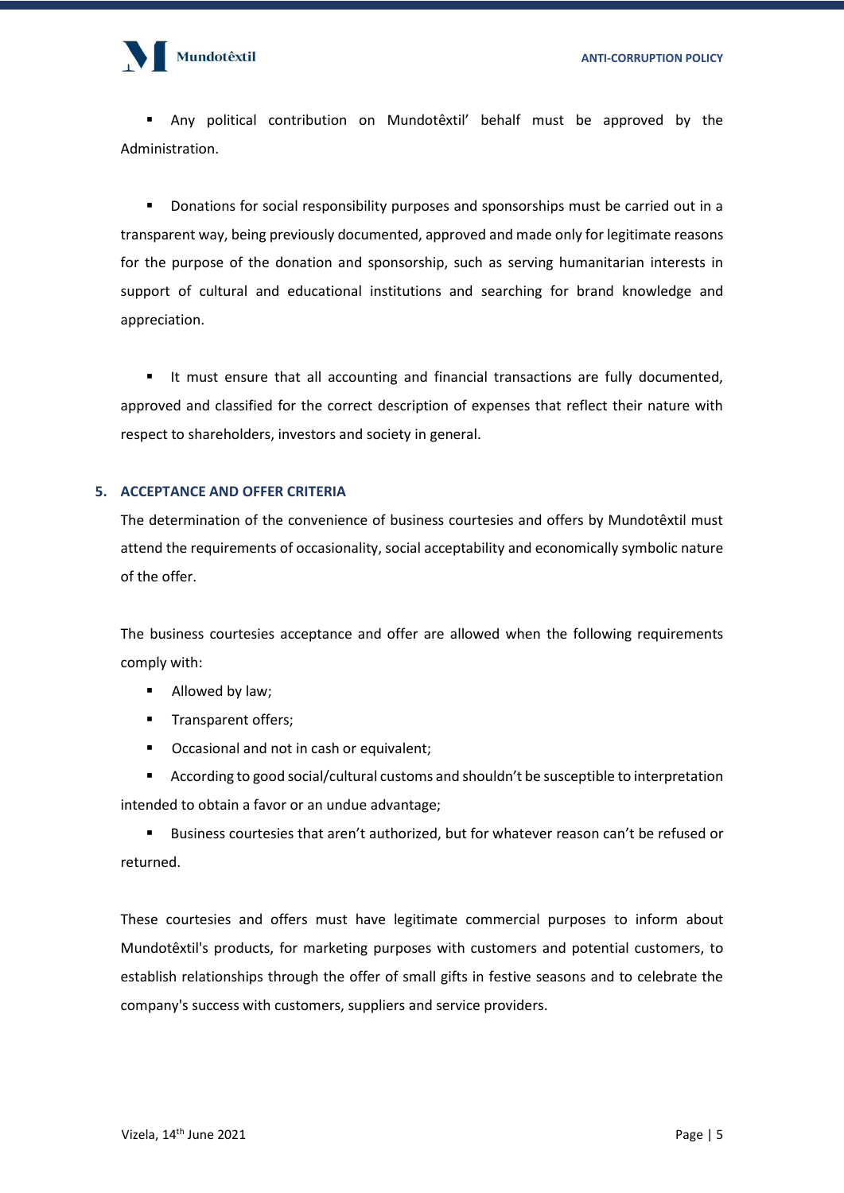- Any political contribution on Mundotêxtil' behalf must be approved by the Administration.

- Donations for social responsibility purposes and sponsorships must be carried out in a transparent way, being previously documented, approved and made only for legitimate reasons for the purpose of the donation and sponsorship, such as serving humanitarian interests in support of cultural and educational institutions and searching for brand knowledge and appreciation.

- It must ensure that all accounting and financial transactions are fully documented, approved and classified for the correct description of expenses that reflect their nature with respect to shareholders, investors and society in general.

## 5. ACCEPTANCE AND OFFER CRITERIA

The determination of the convenience of business courtesies and offers by Mundotêxtil must attend the requirements of occasionality, social acceptability and economically symbolic nature of the offer.

The business courtesies acceptance and offer are allowed when the following requirements comply with:

- Allowed by law;
- Transparent offers;
- Occasional and not in cash or equivalent;
- According to good social/cultural customs and shouldn't be susceptible to interpretation intended to obtain a favor or an undue advantage;
- Business courtesies that aren't authorized, but for whatever reason can't be refused or returned.

These courtesies and offers must have legitimate commercial purposes to inform about Mundotêxtil's products, for marketing purposes with customers and potential customers, to establish relationships through the offer of small gifts in festive seasons and to celebrate the company's success with customers, suppliers and service providers.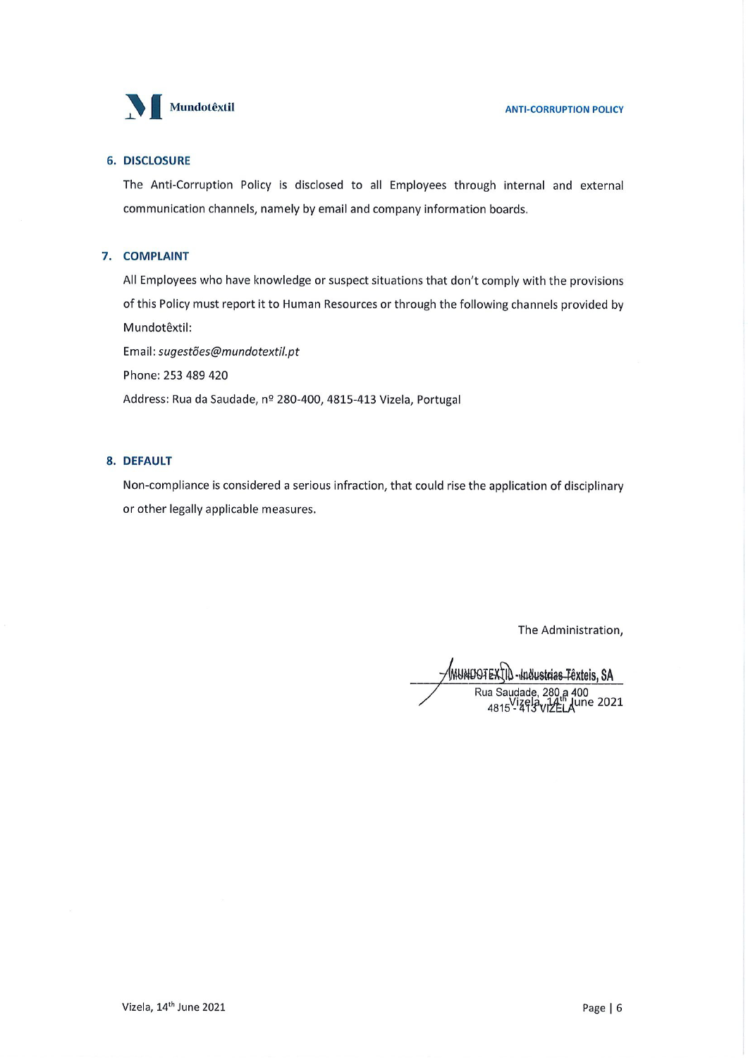## 6. DISCLOSURE

The Anti-Corruption Policy is disclosed to all Employees through internal and external communication channels, namely by email and company information boards.

## 7. COMPLAINT

All Employees who have knowledge or suspect situations that don't comply with the provisions of this Policy must report it to Human Resources or through the following channels provided by Mundotêxtil:

Email: *sugestões@mundotextil.pt*

Phone: 253 489 420

Address: Rua da Saudade, nº 280-400, 4815-413 Vizela, Portugal

## 8. DEFAULT

Non-compliance is considered a serious infraction, that could rise the application of disciplinary or other legally applicable measures.

The Administration,

MUNDOTEXTIL - Indústrias Têxteis, SA
Rua Saudade, 280 a 400
4815-413 VIZELA

Vizela, 14th June 2021